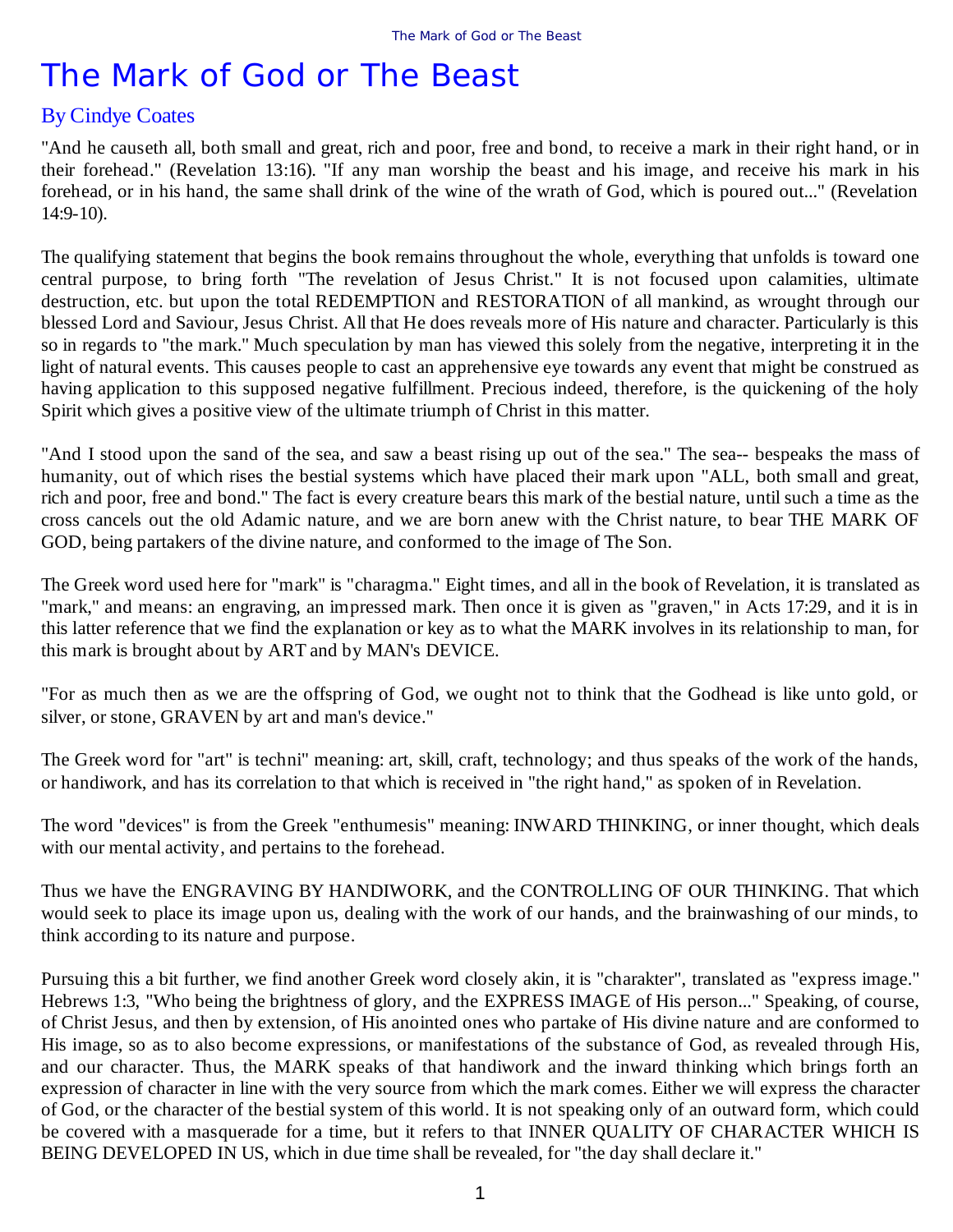# The Mark of God or The Beast

## By Cindye Coates

"And he causeth all, both small and great, rich and poor, free and bond, to receive a mark in their right hand, or in their forehead." (Revelation 13:16). "If any man worship the beast and his image, and receive his mark in his forehead, or in his hand, the same shall drink of the wine of the wrath of God, which is poured out..." (Revelation 14:9-10).

The qualifying statement that begins the book remains throughout the whole, everything that unfolds is toward one central purpose, to bring forth "The revelation of Jesus Christ." It is not focused upon calamities, ultimate destruction, etc. but upon the total REDEMPTION and RESTORATION of all mankind, as wrought through our blessed Lord and Saviour, Jesus Christ. All that He does reveals more of His nature and character. Particularly is this so in regards to "the mark." Much speculation by man has viewed this solely from the negative, interpreting it in the light of natural events. This causes people to cast an apprehensive eye towards any event that might be construed as having application to this supposed negative fulfillment. Precious indeed, therefore, is the quickening of the holy Spirit which gives a positive view of the ultimate triumph of Christ in this matter.

"And I stood upon the sand of the sea, and saw a beast rising up out of the sea." The sea-- bespeaks the mass of humanity, out of which rises the bestial systems which have placed their mark upon "ALL, both small and great, rich and poor, free and bond." The fact is every creature bears this mark of the bestial nature, until such a time as the cross cancels out the old Adamic nature, and we are born anew with the Christ nature, to bear THE MARK OF GOD, being partakers of the divine nature, and conformed to the image of The Son.

The Greek word used here for "mark" is "charagma." Eight times, and all in the book of Revelation, it is translated as "mark," and means: an engraving, an impressed mark. Then once it is given as "graven," in Acts 17:29, and it is in this latter reference that we find the explanation or key as to what the MARK involves in its relationship to man, for this mark is brought about by ART and by MAN's DEVICE.

"For as much then as we are the offspring of God, we ought not to think that the Godhead is like unto gold, or silver, or stone, GRAVEN by art and man's device."

The Greek word for "art" is techni" meaning: art, skill, craft, technology; and thus speaks of the work of the hands, or handiwork, and has its correlation to that which is received in "the right hand," as spoken of in Revelation.

The word "devices" is from the Greek "enthumesis" meaning: INWARD THINKING, or inner thought, which deals with our mental activity, and pertains to the forehead.

Thus we have the ENGRAVING BY HANDIWORK, and the CONTROLLING OF OUR THINKING. That which would seek to place its image upon us, dealing with the work of our hands, and the brainwashing of our minds, to think according to its nature and purpose.

Pursuing this a bit further, we find another Greek word closely akin, it is "charakter", translated as "express image." Hebrews 1:3, "Who being the brightness of glory, and the EXPRESS IMAGE of His person..." Speaking, of course, of Christ Jesus, and then by extension, of His anointed ones who partake of His divine nature and are conformed to His image, so as to also become expressions, or manifestations of the substance of God, as revealed through His, and our character. Thus, the MARK speaks of that handiwork and the inward thinking which brings forth an expression of character in line with the very source from which the mark comes. Either we will express the character of God, or the character of the bestial system of this world. It is not speaking only of an outward form, which could be covered with a masquerade for a time, but it refers to that INNER QUALITY OF CHARACTER WHICH IS BEING DEVELOPED IN US, which in due time shall be revealed, for "the day shall declare it."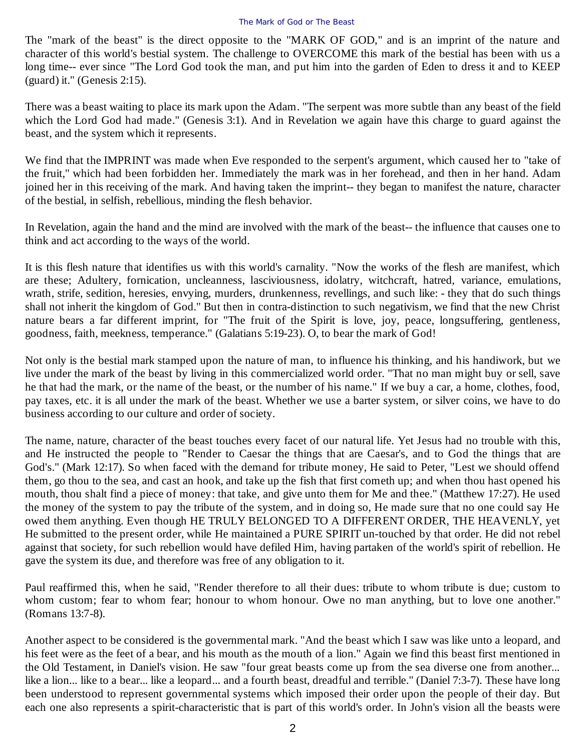The "mark of the beast" is the direct opposite to the "MARK OF GOD," and is an imprint of the nature and character of this world's bestial system. The challenge to OVERCOME this mark of the bestial has been with us a long time-- ever since "The Lord God took the man, and put him into the garden of Eden to dress it and to KEEP (guard) it." (Genesis 2:15).

There was a beast waiting to place its mark upon the Adam. "The serpent was more subtle than any beast of the field which the Lord God had made." (Genesis 3:1). And in Revelation we again have this charge to guard against the beast, and the system which it represents.

We find that the IMPRINT was made when Eve responded to the serpent's argument, which caused her to "take of the fruit," which had been forbidden her. Immediately the mark was in her forehead, and then in her hand. Adam joined her in this receiving of the mark. And having taken the imprint-- they began to manifest the nature, character of the bestial, in selfish, rebellious, minding the flesh behavior.

In Revelation, again the hand and the mind are involved with the mark of the beast-- the influence that causes one to think and act according to the ways of the world.

It is this flesh nature that identifies us with this world's carnality. "Now the works of the flesh are manifest, which are these; Adultery, fornication, uncleanness, lasciviousness, idolatry, witchcraft, hatred, variance, emulations, wrath, strife, sedition, heresies, envying, murders, drunkenness, revellings, and such like: - they that do such things shall not inherit the kingdom of God." But then in contra-distinction to such negativism, we find that the new Christ nature bears a far different imprint, for "The fruit of the Spirit is love, joy, peace, longsuffering, gentleness, goodness, faith, meekness, temperance." (Galatians 5:19-23). O, to bear the mark of God!

Not only is the bestial mark stamped upon the nature of man, to influence his thinking, and his handiwork, but we live under the mark of the beast by living in this commercialized world order. "That no man might buy or sell, save he that had the mark, or the name of the beast, or the number of his name." If we buy a car, a home, clothes, food, pay taxes, etc. it is all under the mark of the beast. Whether we use a barter system, or silver coins, we have to do business according to our culture and order of society.

The name, nature, character of the beast touches every facet of our natural life. Yet Jesus had no trouble with this, and He instructed the people to "Render to Caesar the things that are Caesar's, and to God the things that are God's." (Mark 12:17). So when faced with the demand for tribute money, He said to Peter, "Lest we should offend them, go thou to the sea, and cast an hook, and take up the fish that first cometh up; and when thou hast opened his mouth, thou shalt find a piece of money: that take, and give unto them for Me and thee." (Matthew 17:27). He used the money of the system to pay the tribute of the system, and in doing so, He made sure that no one could say He owed them anything. Even though HE TRULY BELONGED TO A DIFFERENT ORDER, THE HEAVENLY, yet He submitted to the present order, while He maintained a PURE SPIRIT un-touched by that order. He did not rebel against that society, for such rebellion would have defiled Him, having partaken of the world's spirit of rebellion. He gave the system its due, and therefore was free of any obligation to it.

Paul reaffirmed this, when he said, "Render therefore to all their dues: tribute to whom tribute is due; custom to whom custom; fear to whom fear; honour to whom honour. Owe no man anything, but to love one another." (Romans 13:7-8).

Another aspect to be considered is the governmental mark. "And the beast which I saw was like unto a leopard, and his feet were as the feet of a bear, and his mouth as the mouth of a lion." Again we find this beast first mentioned in the Old Testament, in Daniel's vision. He saw "four great beasts come up from the sea diverse one from another... like a lion... like to a bear... like a leopard... and a fourth beast, dreadful and terrible." (Daniel 7:3-7). These have long been understood to represent governmental systems which imposed their order upon the people of their day. But each one also represents a spirit-characteristic that is part of this world's order. In John's vision all the beasts were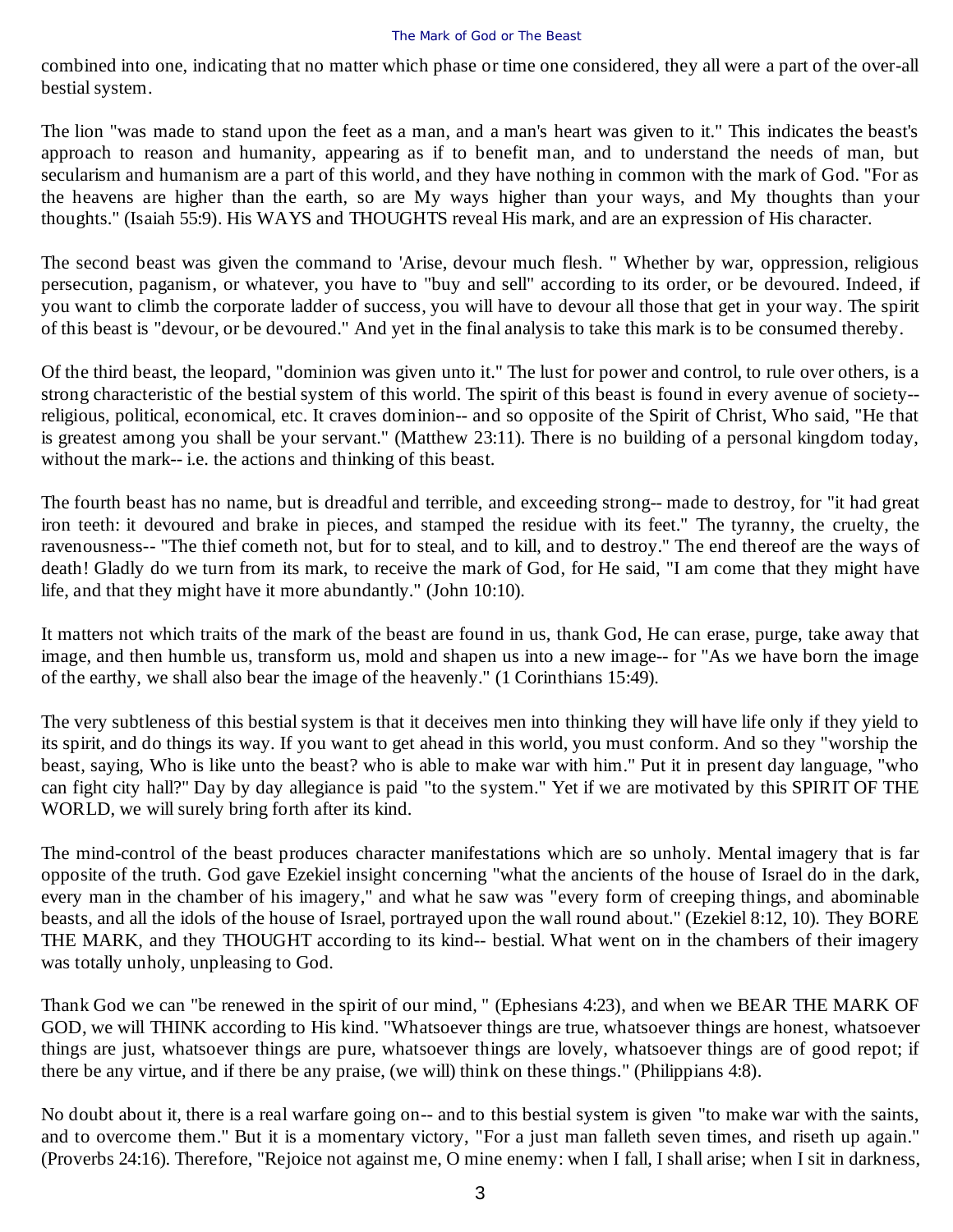combined into one, indicating that no matter which phase or time one considered, they all were a part of the over-all bestial system.

The lion "was made to stand upon the feet as a man, and a man's heart was given to it." This indicates the beast's approach to reason and humanity, appearing as if to benefit man, and to understand the needs of man, but secularism and humanism are a part of this world, and they have nothing in common with the mark of God. "For as the heavens are higher than the earth, so are My ways higher than your ways, and My thoughts than your thoughts." (Isaiah 55:9). His WAYS and THOUGHTS reveal His mark, and are an expression of His character.

The second beast was given the command to 'Arise, devour much flesh. " Whether by war, oppression, religious persecution, paganism, or whatever, you have to "buy and sell" according to its order, or be devoured. Indeed, if you want to climb the corporate ladder of success, you will have to devour all those that get in your way. The spirit of this beast is "devour, or be devoured." And yet in the final analysis to take this mark is to be consumed thereby.

Of the third beast, the leopard, "dominion was given unto it." The lust for power and control, to rule over others, is a strong characteristic of the bestial system of this world. The spirit of this beast is found in every avenue of society-- religious, political, economical, etc. It craves dominion-- and so opposite of the Spirit of Christ, Who said, "He that is greatest among you shall be your servant." (Matthew 23:11). There is no building of a personal kingdom today, without the mark-- i.e. the actions and thinking of this beast.

The fourth beast has no name, but is dreadful and terrible, and exceeding strong-- made to destroy, for "it had great iron teeth: it devoured and brake in pieces, and stamped the residue with its feet." The tyranny, the cruelty, the ravenousness-- "The thief cometh not, but for to steal, and to kill, and to destroy." The end thereof are the ways of death! Gladly do we turn from its mark, to receive the mark of God, for He said, "I am come that they might have life, and that they might have it more abundantly." (John 10:10).

It matters not which traits of the mark of the beast are found in us, thank God, He can erase, purge, take away that image, and then humble us, transform us, mold and shapen us into a new image-- for "As we have born the image of the earthy, we shall also bear the image of the heavenly." (1 Corinthians 15:49).

The very subtleness of this bestial system is that it deceives men into thinking they will have life only if they yield to its spirit, and do things its way. If you want to get ahead in this world, you must conform. And so they "worship the beast, saying, Who is like unto the beast? who is able to make war with him." Put it in present day language, "who can fight city hall?" Day by day allegiance is paid "to the system." Yet if we are motivated by this SPIRIT OF THE WORLD, we will surely bring forth after its kind.

The mind-control of the beast produces character manifestations which are so unholy. Mental imagery that is far opposite of the truth. God gave Ezekiel insight concerning "what the ancients of the house of Israel do in the dark, every man in the chamber of his imagery," and what he saw was "every form of creeping things, and abominable beasts, and all the idols of the house of Israel, portrayed upon the wall round about." (Ezekiel 8:12, 10). They BORE THE MARK, and they THOUGHT according to its kind-- bestial. What went on in the chambers of their imagery was totally unholy, unpleasing to God.

Thank God we can "be renewed in the spirit of our mind, " (Ephesians 4:23), and when we BEAR THE MARK OF GOD, we will THINK according to His kind. "Whatsoever things are true, whatsoever things are honest, whatsoever things are just, whatsoever things are pure, whatsoever things are lovely, whatsoever things are of good repot; if there be any virtue, and if there be any praise, (we will) think on these things." (Philippians 4:8).

No doubt about it, there is a real warfare going on-- and to this bestial system is given "to make war with the saints, and to overcome them." But it is a momentary victory, "For a just man falleth seven times, and riseth up again." (Proverbs 24:16). Therefore, "Rejoice not against me, O mine enemy: when I fall, I shall arise; when I sit in darkness,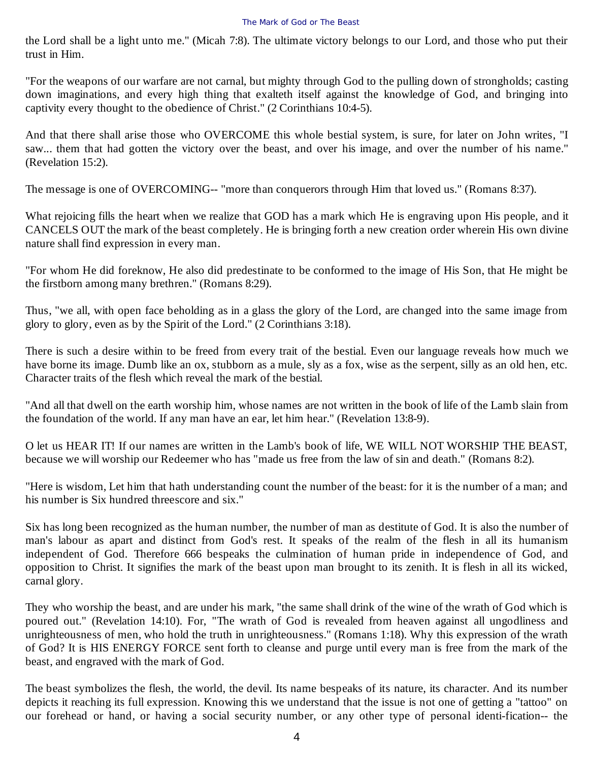the Lord shall be a light unto me." (Micah 7:8). The ultimate victory belongs to our Lord, and those who put their trust in Him.

"For the weapons of our warfare are not carnal, but mighty through God to the pulling down of strongholds; casting down imaginations, and every high thing that exalteth itself against the knowledge of God, and bringing into captivity every thought to the obedience of Christ." (2 Corinthians 10:4-5).

And that there shall arise those who OVERCOME this whole bestial system, is sure, for later on John writes, "I saw... them that had gotten the victory over the beast, and over his image, and over the number of his name." (Revelation 15:2).

The message is one of OVERCOMING-- "more than conquerors through Him that loved us." (Romans 8:37).

What rejoicing fills the heart when we realize that GOD has a mark which He is engraving upon His people, and it CANCELS OUT the mark of the beast completely. He is bringing forth a new creation order wherein His own divine nature shall find expression in every man.

"For whom He did foreknow, He also did predestinate to be conformed to the image of His Son, that He might be the firstborn among many brethren." (Romans 8:29).

Thus, "we all, with open face beholding as in a glass the glory of the Lord, are changed into the same image from glory to glory, even as by the Spirit of the Lord." (2 Corinthians 3:18).

There is such a desire within to be freed from every trait of the bestial. Even our language reveals how much we have borne its image. Dumb like an ox, stubborn as a mule, sly as a fox, wise as the serpent, silly as an old hen, etc. Character traits of the flesh which reveal the mark of the bestial.

"And all that dwell on the earth worship him, whose names are not written in the book of life of the Lamb slain from the foundation of the world. If any man have an ear, let him hear." (Revelation 13:8-9).

O let us HEAR IT! If our names are written in the Lamb's book of life, WE WILL NOT WORSHIP THE BEAST, because we will worship our Redeemer who has "made us free from the law of sin and death." (Romans 8:2).

"Here is wisdom, Let him that hath understanding count the number of the beast: for it is the number of a man; and his number is Six hundred threescore and six."

Six has long been recognized as the human number, the number of man as destitute of God. It is also the number of man's labour as apart and distinct from God's rest. It speaks of the realm of the flesh in all its humanism independent of God. Therefore 666 bespeaks the culmination of human pride in independence of God, and opposition to Christ. It signifies the mark of the beast upon man brought to its zenith. It is flesh in all its wicked, carnal glory.

They who worship the beast, and are under his mark, "the same shall drink of the wine of the wrath of God which is poured out." (Revelation 14:10). For, "The wrath of God is revealed from heaven against all ungodliness and unrighteousness of men, who hold the truth in unrighteousness." (Romans 1:18). Why this expression of the wrath of God? It is HIS ENERGY FORCE sent forth to cleanse and purge until every man is free from the mark of the beast, and engraved with the mark of God.

The beast symbolizes the flesh, the world, the devil. Its name bespeaks of its nature, its character. And its number depicts it reaching its full expression. Knowing this we understand that the issue is not one of getting a "tattoo" on our forehead or hand, or having a social security number, or any other type of personal identi-fication-- the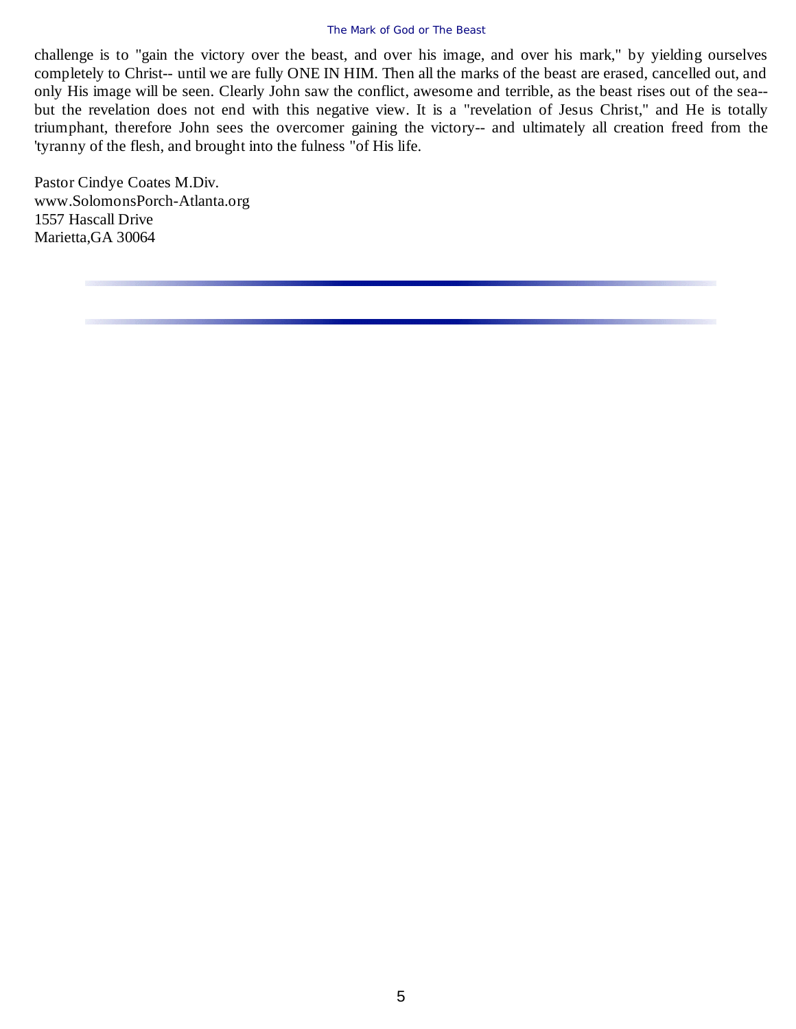challenge is to "gain the victory over the beast, and over his image, and over his mark," by yielding ourselves completely to Christ-- until we are fully ONE IN HIM. Then all the marks of the beast are erased, cancelled out, and only His image will be seen. Clearly John saw the conflict, awesome and terrible, as the beast rises out of the sea-- but the revelation does not end with this negative view. It is a "revelation of Jesus Christ," and He is totally triumphant, therefore John sees the overcomer gaining the victory-- and ultimately all creation freed from the 'tyranny of the flesh, and brought into the fulness "of His life.

Pastor Cindye Coates M.Div.
www.SolomonsPorch-Atlanta.org
1557 Hascall Drive
Marietta,GA 30064